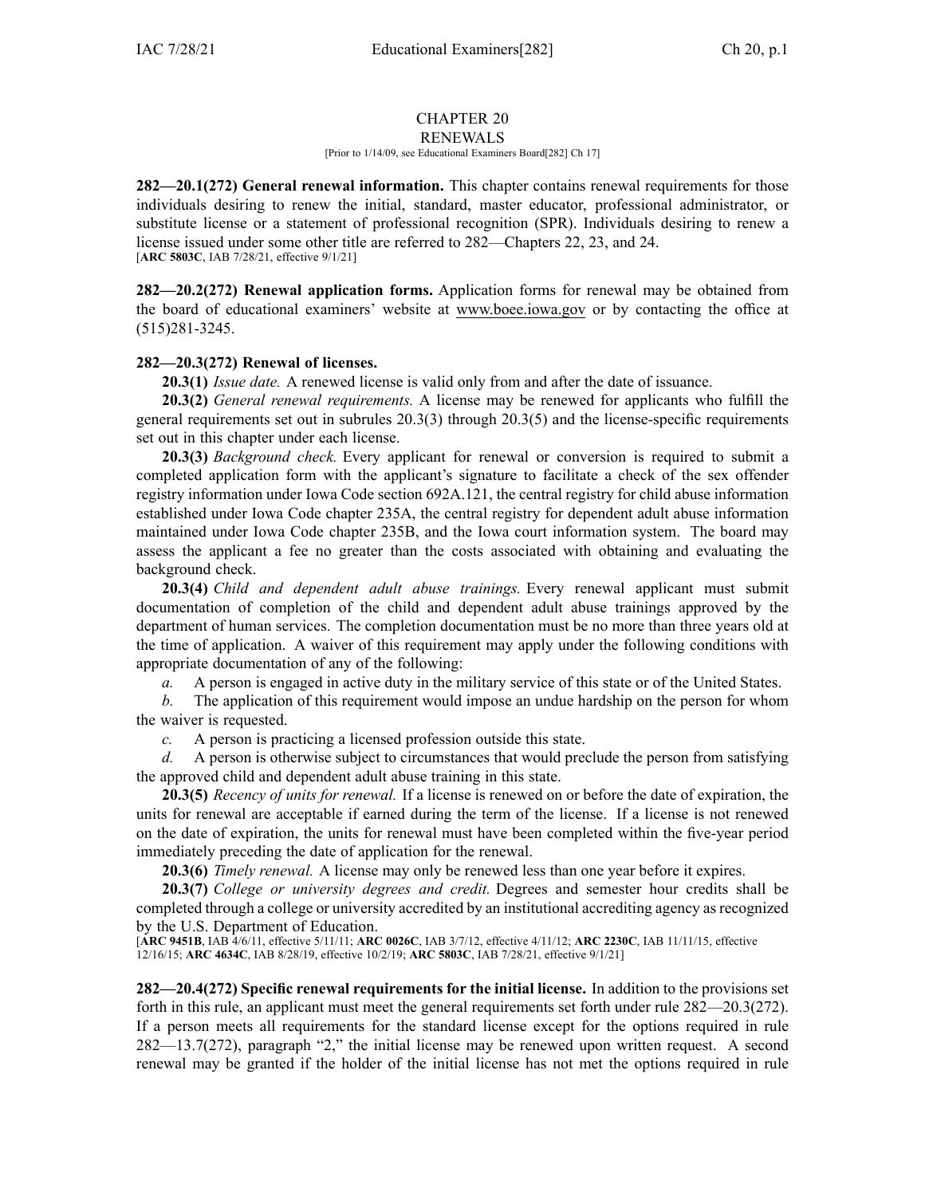# CHAPTER 20
## RENEWALS

[Prior to 1/14/09, see Educational Examiners Board[282] Ch 17]

**282—20.1(272) General renewal information.** This chapter contains renewal requirements for those individuals desiring to renew the initial, standard, master educator, professional administrator, or substitute license or a statement of professional recognition (SPR). Individuals desiring to renew a license issued under some other title are referred to 282—Chapters 22, 23, and 24.
[**ARC 5803C**, IAB 7/28/21, effective 9/1/21]

**282—20.2(272) Renewal application forms.** Application forms for renewal may be obtained from the board of educational examiners' website at www.boee.iowa.gov or by contacting the office at (515)281-3245.

**282—20.3(272) Renewal of licenses.**

**20.3(1)** *Issue date.* A renewed license is valid only from and after the date of issuance.

**20.3(2)** *General renewal requirements.* A license may be renewed for applicants who fulfill the general requirements set out in subrules 20.3(3) through 20.3(5) and the license-specific requirements set out in this chapter under each license.

**20.3(3)** *Background check.* Every applicant for renewal or conversion is required to submit a completed application form with the applicant's signature to facilitate a check of the sex offender registry information under Iowa Code section 692A.121, the central registry for child abuse information established under Iowa Code chapter 235A, the central registry for dependent adult abuse information maintained under Iowa Code chapter 235B, and the Iowa court information system. The board may assess the applicant a fee no greater than the costs associated with obtaining and evaluating the background check.

**20.3(4)** *Child and dependent adult abuse trainings.* Every renewal applicant must submit documentation of completion of the child and dependent adult abuse trainings approved by the department of human services. The completion documentation must be no more than three years old at the time of application. A waiver of this requirement may apply under the following conditions with appropriate documentation of any of the following:

*a.* A person is engaged in active duty in the military service of this state or of the United States.

*b.* The application of this requirement would impose an undue hardship on the person for whom the waiver is requested.

*c.* A person is practicing a licensed profession outside this state.

*d.* A person is otherwise subject to circumstances that would preclude the person from satisfying the approved child and dependent adult abuse training in this state.

**20.3(5)** *Recency of units for renewal.* If a license is renewed on or before the date of expiration, the units for renewal are acceptable if earned during the term of the license. If a license is not renewed on the date of expiration, the units for renewal must have been completed within the five-year period immediately preceding the date of application for the renewal.

**20.3(6)** *Timely renewal.* A license may only be renewed less than one year before it expires.

**20.3(7)** *College or university degrees and credit.* Degrees and semester hour credits shall be completed through a college or university accredited by an institutional accrediting agency as recognized by the U.S. Department of Education.
[**ARC 9451B**, IAB 4/6/11, effective 5/11/11; **ARC 0026C**, IAB 3/7/12, effective 4/11/12; **ARC 2230C**, IAB 11/11/15, effective 12/16/15; **ARC 4634C**, IAB 8/28/19, effective 10/2/19; **ARC 5803C**, IAB 7/28/21, effective 9/1/21]

**282—20.4(272) Specific renewal requirements for the initial license.** In addition to the provisions set forth in this rule, an applicant must meet the general requirements set forth under rule 282—20.3(272). If a person meets all requirements for the standard license except for the options required in rule 282—13.7(272), paragraph "2," the initial license may be renewed upon written request. A second renewal may be granted if the holder of the initial license has not met the options required in rule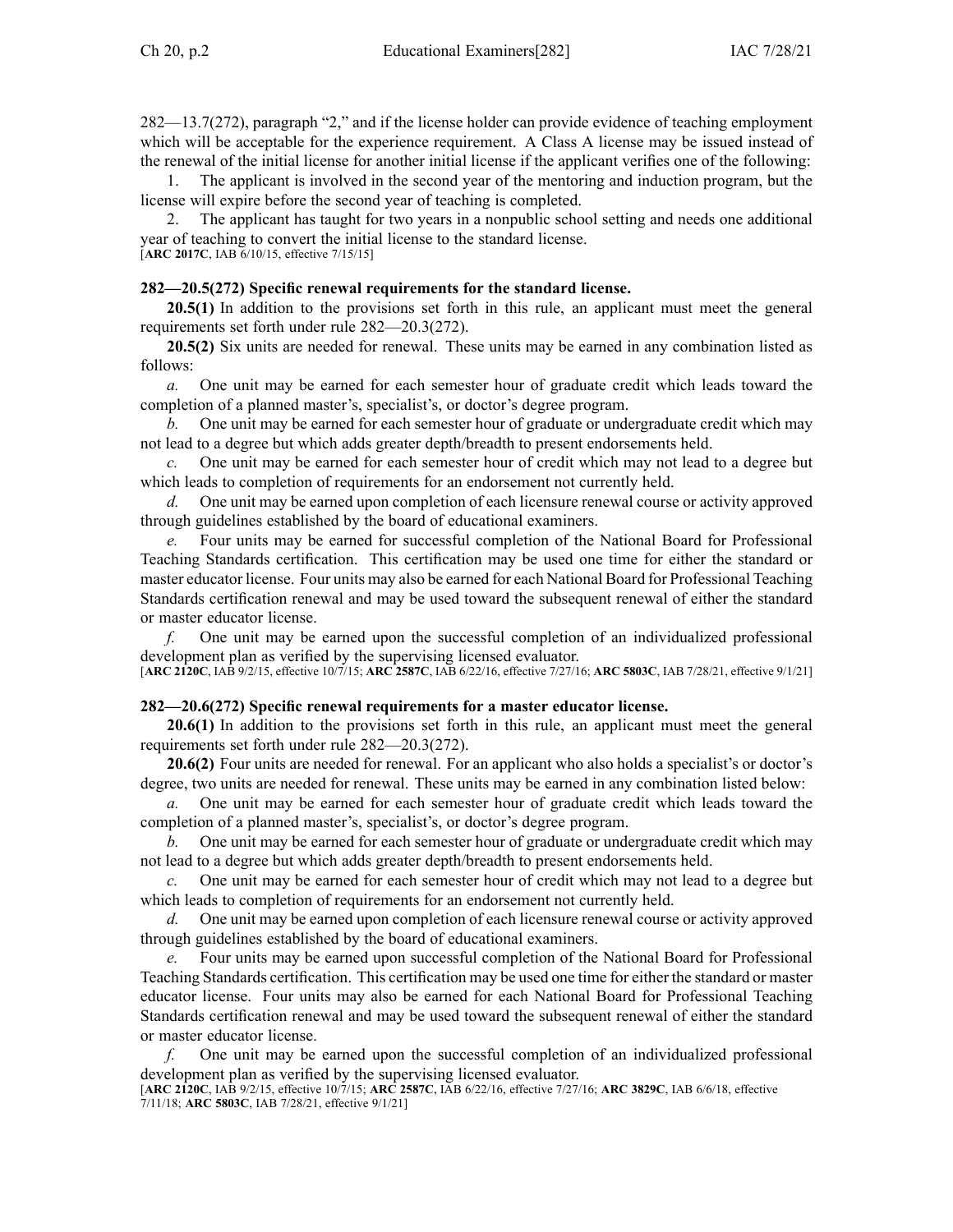282—13.7(272), paragraph "2," and if the license holder can provide evidence of teaching employment which will be acceptable for the experience requirement. A Class A license may be issued instead of the renewal of the initial license for another initial license if the applicant verifies one of the following:

1. The applicant is involved in the second year of the mentoring and induction program, but the license will expire before the second year of teaching is completed.

2. The applicant has taught for two years in a nonpublic school setting and needs one additional year of teaching to convert the initial license to the standard license.

[**ARC 2017C**, IAB 6/10/15, effective 7/15/15]

**282—20.5(272) Specific renewal requirements for the standard license.**

**20.5(1)** In addition to the provisions set forth in this rule, an applicant must meet the general requirements set forth under rule 282—20.3(272).

**20.5(2)** Six units are needed for renewal. These units may be earned in any combination listed as follows:

*a.* One unit may be earned for each semester hour of graduate credit which leads toward the completion of a planned master's, specialist's, or doctor's degree program.

*b.* One unit may be earned for each semester hour of graduate or undergraduate credit which may not lead to a degree but which adds greater depth/breadth to present endorsements held.

*c.* One unit may be earned for each semester hour of credit which may not lead to a degree but which leads to completion of requirements for an endorsement not currently held.

*d.* One unit may be earned upon completion of each licensure renewal course or activity approved through guidelines established by the board of educational examiners.

*e.* Four units may be earned for successful completion of the National Board for Professional Teaching Standards certification. This certification may be used one time for either the standard or master educator license. Four units may also be earned for each National Board for Professional Teaching Standards certification renewal and may be used toward the subsequent renewal of either the standard or master educator license.

*f.* One unit may be earned upon the successful completion of an individualized professional development plan as verified by the supervising licensed evaluator.

[**ARC 2120C**, IAB 9/2/15, effective 10/7/15; **ARC 2587C**, IAB 6/22/16, effective 7/27/16; **ARC 5803C**, IAB 7/28/21, effective 9/1/21]

**282—20.6(272) Specific renewal requirements for a master educator license.**

**20.6(1)** In addition to the provisions set forth in this rule, an applicant must meet the general requirements set forth under rule 282—20.3(272).

**20.6(2)** Four units are needed for renewal. For an applicant who also holds a specialist's or doctor's degree, two units are needed for renewal. These units may be earned in any combination listed below:

*a.* One unit may be earned for each semester hour of graduate credit which leads toward the completion of a planned master's, specialist's, or doctor's degree program.

*b.* One unit may be earned for each semester hour of graduate or undergraduate credit which may not lead to a degree but which adds greater depth/breadth to present endorsements held.

*c.* One unit may be earned for each semester hour of credit which may not lead to a degree but which leads to completion of requirements for an endorsement not currently held.

*d.* One unit may be earned upon completion of each licensure renewal course or activity approved through guidelines established by the board of educational examiners.

*e.* Four units may be earned upon successful completion of the National Board for Professional Teaching Standards certification. This certification may be used one time for either the standard or master educator license. Four units may also be earned for each National Board for Professional Teaching Standards certification renewal and may be used toward the subsequent renewal of either the standard or master educator license.

*f.* One unit may be earned upon the successful completion of an individualized professional development plan as verified by the supervising licensed evaluator.

[**ARC 2120C**, IAB 9/2/15, effective 10/7/15; **ARC 2587C**, IAB 6/22/16, effective 7/27/16; **ARC 3829C**, IAB 6/6/18, effective 7/11/18; **ARC 5803C**, IAB 7/28/21, effective 9/1/21]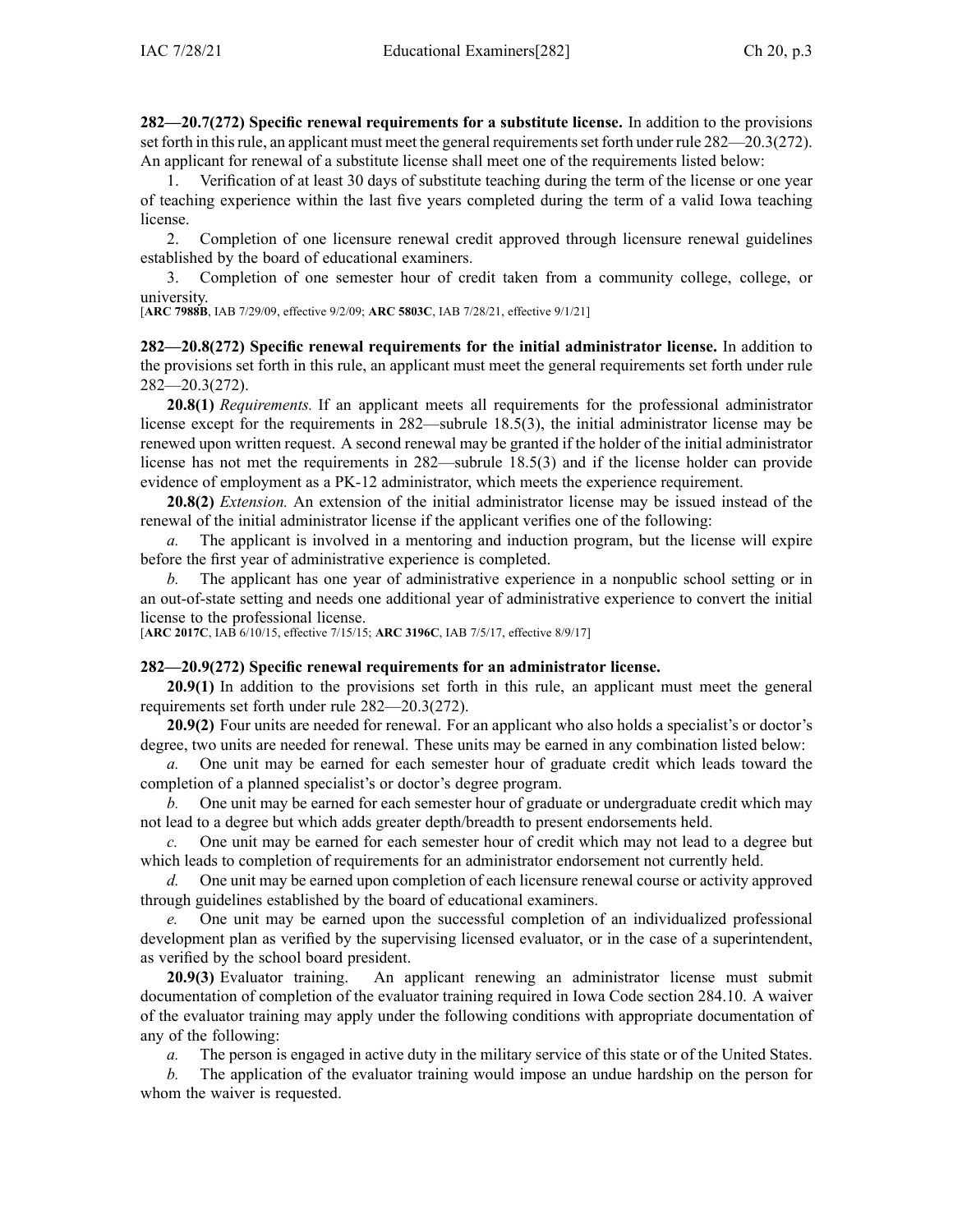**282—20.7(272) Specific renewal requirements for a substitute license.** In addition to the provisions set forth in this rule, an applicant must meet the general requirements set forth under rule 282—20.3(272). An applicant for renewal of a substitute license shall meet one of the requirements listed below:

1. Verification of at least 30 days of substitute teaching during the term of the license or one year of teaching experience within the last five years completed during the term of a valid Iowa teaching license.

2. Completion of one licensure renewal credit approved through licensure renewal guidelines established by the board of educational examiners.

3. Completion of one semester hour of credit taken from a community college, college, or university.

[**ARC 7988B**, IAB 7/29/09, effective 9/2/09; **ARC 5803C**, IAB 7/28/21, effective 9/1/21]

**282—20.8(272) Specific renewal requirements for the initial administrator license.** In addition to the provisions set forth in this rule, an applicant must meet the general requirements set forth under rule 282—20.3(272).

**20.8(1)** *Requirements.* If an applicant meets all requirements for the professional administrator license except for the requirements in 282—subrule 18.5(3), the initial administrator license may be renewed upon written request. A second renewal may be granted if the holder of the initial administrator license has not met the requirements in 282—subrule 18.5(3) and if the license holder can provide evidence of employment as a PK-12 administrator, which meets the experience requirement.

**20.8(2)** *Extension.* An extension of the initial administrator license may be issued instead of the renewal of the initial administrator license if the applicant verifies one of the following:

*a.* The applicant is involved in a mentoring and induction program, but the license will expire before the first year of administrative experience is completed.

*b.* The applicant has one year of administrative experience in a nonpublic school setting or in an out-of-state setting and needs one additional year of administrative experience to convert the initial license to the professional license.

[**ARC 2017C**, IAB 6/10/15, effective 7/15/15; **ARC 3196C**, IAB 7/5/17, effective 8/9/17]

**282—20.9(272) Specific renewal requirements for an administrator license.**

**20.9(1)** In addition to the provisions set forth in this rule, an applicant must meet the general requirements set forth under rule 282—20.3(272).

**20.9(2)** Four units are needed for renewal. For an applicant who also holds a specialist's or doctor's degree, two units are needed for renewal. These units may be earned in any combination listed below:

*a.* One unit may be earned for each semester hour of graduate credit which leads toward the completion of a planned specialist's or doctor's degree program.

*b.* One unit may be earned for each semester hour of graduate or undergraduate credit which may not lead to a degree but which adds greater depth/breadth to present endorsements held.

*c.* One unit may be earned for each semester hour of credit which may not lead to a degree but which leads to completion of requirements for an administrator endorsement not currently held.

*d.* One unit may be earned upon completion of each licensure renewal course or activity approved through guidelines established by the board of educational examiners.

*e.* One unit may be earned upon the successful completion of an individualized professional development plan as verified by the supervising licensed evaluator, or in the case of a superintendent, as verified by the school board president.

**20.9(3)** Evaluator training. An applicant renewing an administrator license must submit documentation of completion of the evaluator training required in Iowa Code section 284.10. A waiver of the evaluator training may apply under the following conditions with appropriate documentation of any of the following:

*a.* The person is engaged in active duty in the military service of this state or of the United States.

*b.* The application of the evaluator training would impose an undue hardship on the person for whom the waiver is requested.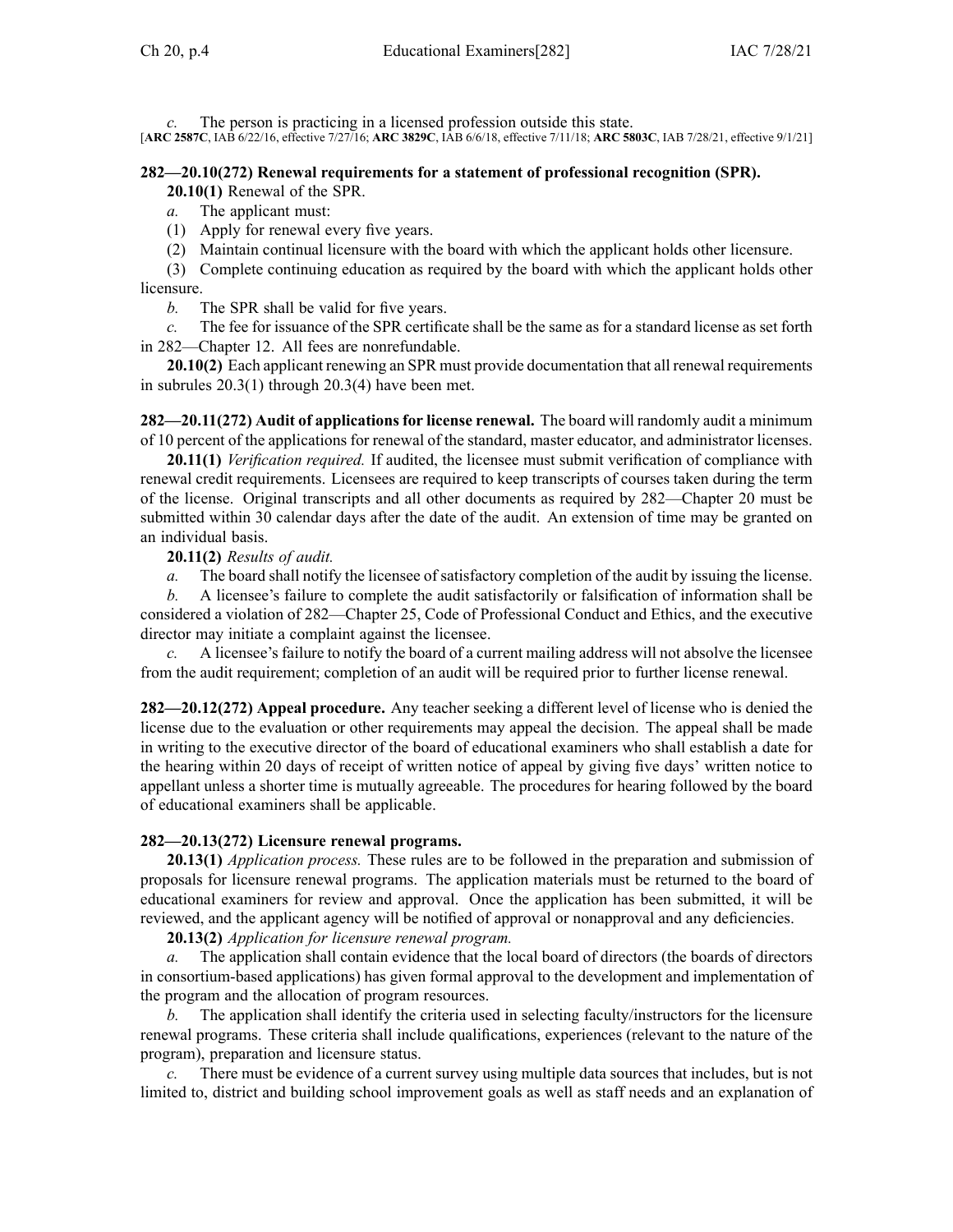*c.* The person is practicing in a licensed profession outside this state.

[**ARC 2587C**, IAB 6/22/16, effective 7/27/16; **ARC 3829C**, IAB 6/6/18, effective 7/11/18; **ARC 5803C**, IAB 7/28/21, effective 9/1/21]

**282—20.10(272) Renewal requirements for a statement of professional recognition (SPR).**

**20.10(1)** Renewal of the SPR.

*a.* The applicant must:

(1) Apply for renewal every five years.

(2) Maintain continual licensure with the board with which the applicant holds other licensure.

(3) Complete continuing education as required by the board with which the applicant holds other licensure.

*b.* The SPR shall be valid for five years.

*c.* The fee for issuance of the SPR certificate shall be the same as for a standard license as set forth in 282—Chapter 12. All fees are nonrefundable.

**20.10(2)** Each applicant renewing an SPR must provide documentation that all renewal requirements in subrules 20.3(1) through 20.3(4) have been met.

**282—20.11(272) Audit of applications for license renewal.** The board will randomly audit a minimum of 10 percent of the applications for renewal of the standard, master educator, and administrator licenses.

**20.11(1)** *Verification required.* If audited, the licensee must submit verification of compliance with renewal credit requirements. Licensees are required to keep transcripts of courses taken during the term of the license. Original transcripts and all other documents as required by 282—Chapter 20 must be submitted within 30 calendar days after the date of the audit. An extension of time may be granted on an individual basis.

**20.11(2)** *Results of audit.*

*a.* The board shall notify the licensee of satisfactory completion of the audit by issuing the license.

*b.* A licensee's failure to complete the audit satisfactorily or falsification of information shall be considered a violation of 282—Chapter 25, Code of Professional Conduct and Ethics, and the executive director may initiate a complaint against the licensee.

*c.* A licensee's failure to notify the board of a current mailing address will not absolve the licensee from the audit requirement; completion of an audit will be required prior to further license renewal.

**282—20.12(272) Appeal procedure.** Any teacher seeking a different level of license who is denied the license due to the evaluation or other requirements may appeal the decision. The appeal shall be made in writing to the executive director of the board of educational examiners who shall establish a date for the hearing within 20 days of receipt of written notice of appeal by giving five days' written notice to appellant unless a shorter time is mutually agreeable. The procedures for hearing followed by the board of educational examiners shall be applicable.

**282—20.13(272) Licensure renewal programs.**

**20.13(1)** *Application process.* These rules are to be followed in the preparation and submission of proposals for licensure renewal programs. The application materials must be returned to the board of educational examiners for review and approval. Once the application has been submitted, it will be reviewed, and the applicant agency will be notified of approval or nonapproval and any deficiencies.

**20.13(2)** *Application for licensure renewal program.*

*a.* The application shall contain evidence that the local board of directors (the boards of directors in consortium-based applications) has given formal approval to the development and implementation of the program and the allocation of program resources.

*b.* The application shall identify the criteria used in selecting faculty/instructors for the licensure renewal programs. These criteria shall include qualifications, experiences (relevant to the nature of the program), preparation and licensure status.

*c.* There must be evidence of a current survey using multiple data sources that includes, but is not limited to, district and building school improvement goals as well as staff needs and an explanation of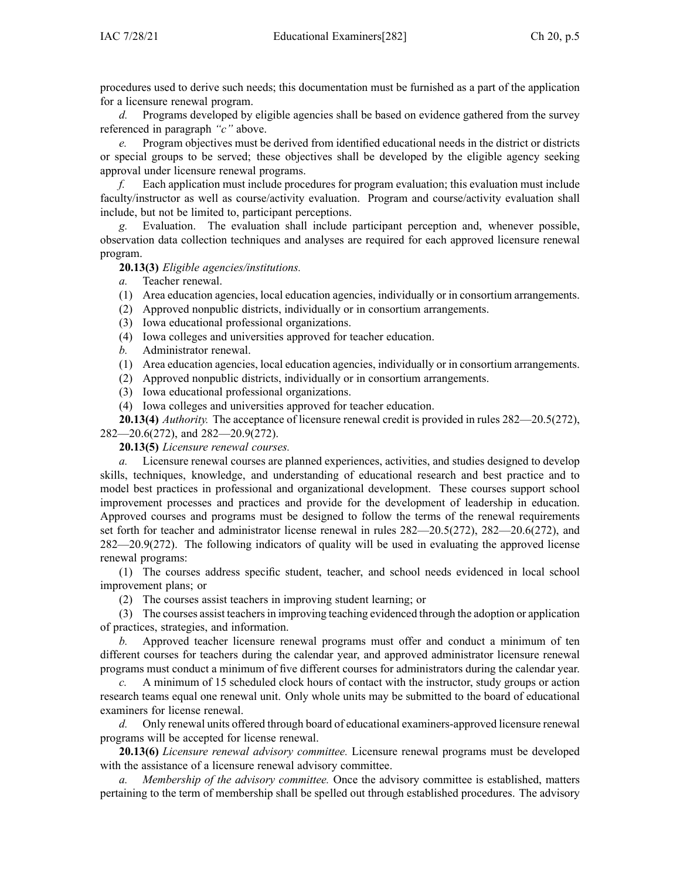procedures used to derive such needs; this documentation must be furnished as a part of the application for a licensure renewal program.

*d.* Programs developed by eligible agencies shall be based on evidence gathered from the survey referenced in paragraph *"c"* above.

*e.* Program objectives must be derived from identified educational needs in the district or districts or special groups to be served; these objectives shall be developed by the eligible agency seeking approval under licensure renewal programs.

*f.* Each application must include procedures for program evaluation; this evaluation must include faculty/instructor as well as course/activity evaluation. Program and course/activity evaluation shall include, but not be limited to, participant perceptions.

*g.* Evaluation. The evaluation shall include participant perception and, whenever possible, observation data collection techniques and analyses are required for each approved licensure renewal program.

**20.13(3)** *Eligible agencies/institutions.*

*a.* Teacher renewal.

(1) Area education agencies, local education agencies, individually or in consortium arrangements.

(2) Approved nonpublic districts, individually or in consortium arrangements.

(3) Iowa educational professional organizations.

(4) Iowa colleges and universities approved for teacher education.

*b.* Administrator renewal.

(1) Area education agencies, local education agencies, individually or in consortium arrangements.

(2) Approved nonpublic districts, individually or in consortium arrangements.

(3) Iowa educational professional organizations.

(4) Iowa colleges and universities approved for teacher education.

**20.13(4)** *Authority.* The acceptance of licensure renewal credit is provided in rules 282—20.5(272), 282—20.6(272), and 282—20.9(272).

**20.13(5)** *Licensure renewal courses.*

*a.* Licensure renewal courses are planned experiences, activities, and studies designed to develop skills, techniques, knowledge, and understanding of educational research and best practice and to model best practices in professional and organizational development. These courses support school improvement processes and practices and provide for the development of leadership in education. Approved courses and programs must be designed to follow the terms of the renewal requirements set forth for teacher and administrator license renewal in rules 282—20.5(272), 282—20.6(272), and 282—20.9(272). The following indicators of quality will be used in evaluating the approved license renewal programs:

(1) The courses address specific student, teacher, and school needs evidenced in local school improvement plans; or

(2) The courses assist teachers in improving student learning; or

(3) The courses assist teachers in improving teaching evidenced through the adoption or application of practices, strategies, and information.

*b.* Approved teacher licensure renewal programs must offer and conduct a minimum of ten different courses for teachers during the calendar year, and approved administrator licensure renewal programs must conduct a minimum of five different courses for administrators during the calendar year.

*c.* A minimum of 15 scheduled clock hours of contact with the instructor, study groups or action research teams equal one renewal unit. Only whole units may be submitted to the board of educational examiners for license renewal.

*d.* Only renewal units offered through board of educational examiners-approved licensure renewal programs will be accepted for license renewal.

**20.13(6)** *Licensure renewal advisory committee.* Licensure renewal programs must be developed with the assistance of a licensure renewal advisory committee.

*a.* *Membership of the advisory committee.* Once the advisory committee is established, matters pertaining to the term of membership shall be spelled out through established procedures. The advisory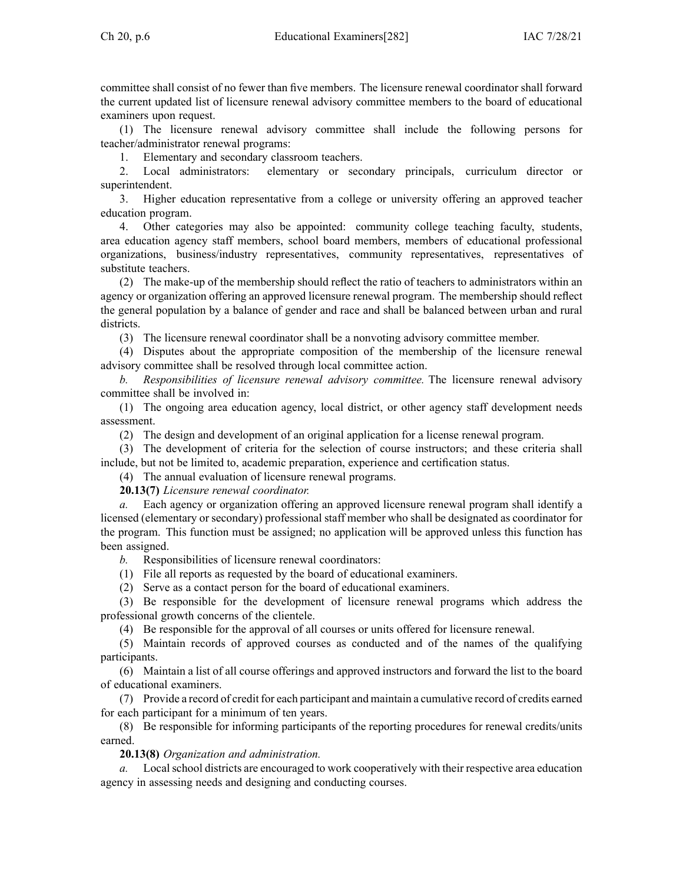committee shall consist of no fewer than five members. The licensure renewal coordinator shall forward the current updated list of licensure renewal advisory committee members to the board of educational examiners upon request.

(1) The licensure renewal advisory committee shall include the following persons for teacher/administrator renewal programs:

1. Elementary and secondary classroom teachers.
2. Local administrators: elementary or secondary principals, curriculum director or superintendent.
3. Higher education representative from a college or university offering an approved teacher education program.
4. Other categories may also be appointed: community college teaching faculty, students, area education agency staff members, school board members, members of educational professional organizations, business/industry representatives, community representatives, representatives of substitute teachers.

(2) The make-up of the membership should reflect the ratio of teachers to administrators within an agency or organization offering an approved licensure renewal program. The membership should reflect the general population by a balance of gender and race and shall be balanced between urban and rural districts.

(3) The licensure renewal coordinator shall be a nonvoting advisory committee member.

(4) Disputes about the appropriate composition of the membership of the licensure renewal advisory committee shall be resolved through local committee action.

*b. Responsibilities of licensure renewal advisory committee.* The licensure renewal advisory committee shall be involved in:

(1) The ongoing area education agency, local district, or other agency staff development needs assessment.

(2) The design and development of an original application for a license renewal program.

(3) The development of criteria for the selection of course instructors; and these criteria shall include, but not be limited to, academic preparation, experience and certification status.

(4) The annual evaluation of licensure renewal programs.

**20.13(7)** *Licensure renewal coordinator.*

*a.* Each agency or organization offering an approved licensure renewal program shall identify a licensed (elementary or secondary) professional staff member who shall be designated as coordinator for the program. This function must be assigned; no application will be approved unless this function has been assigned.

*b.* Responsibilities of licensure renewal coordinators:

(1) File all reports as requested by the board of educational examiners.

(2) Serve as a contact person for the board of educational examiners.

(3) Be responsible for the development of licensure renewal programs which address the professional growth concerns of the clientele.

(4) Be responsible for the approval of all courses or units offered for licensure renewal.

(5) Maintain records of approved courses as conducted and of the names of the qualifying participants.

(6) Maintain a list of all course offerings and approved instructors and forward the list to the board of educational examiners.

(7) Provide a record of credit for each participant and maintain a cumulative record of credits earned for each participant for a minimum of ten years.

(8) Be responsible for informing participants of the reporting procedures for renewal credits/units earned.

**20.13(8)** *Organization and administration.*

*a.* Local school districts are encouraged to work cooperatively with their respective area education agency in assessing needs and designing and conducting courses.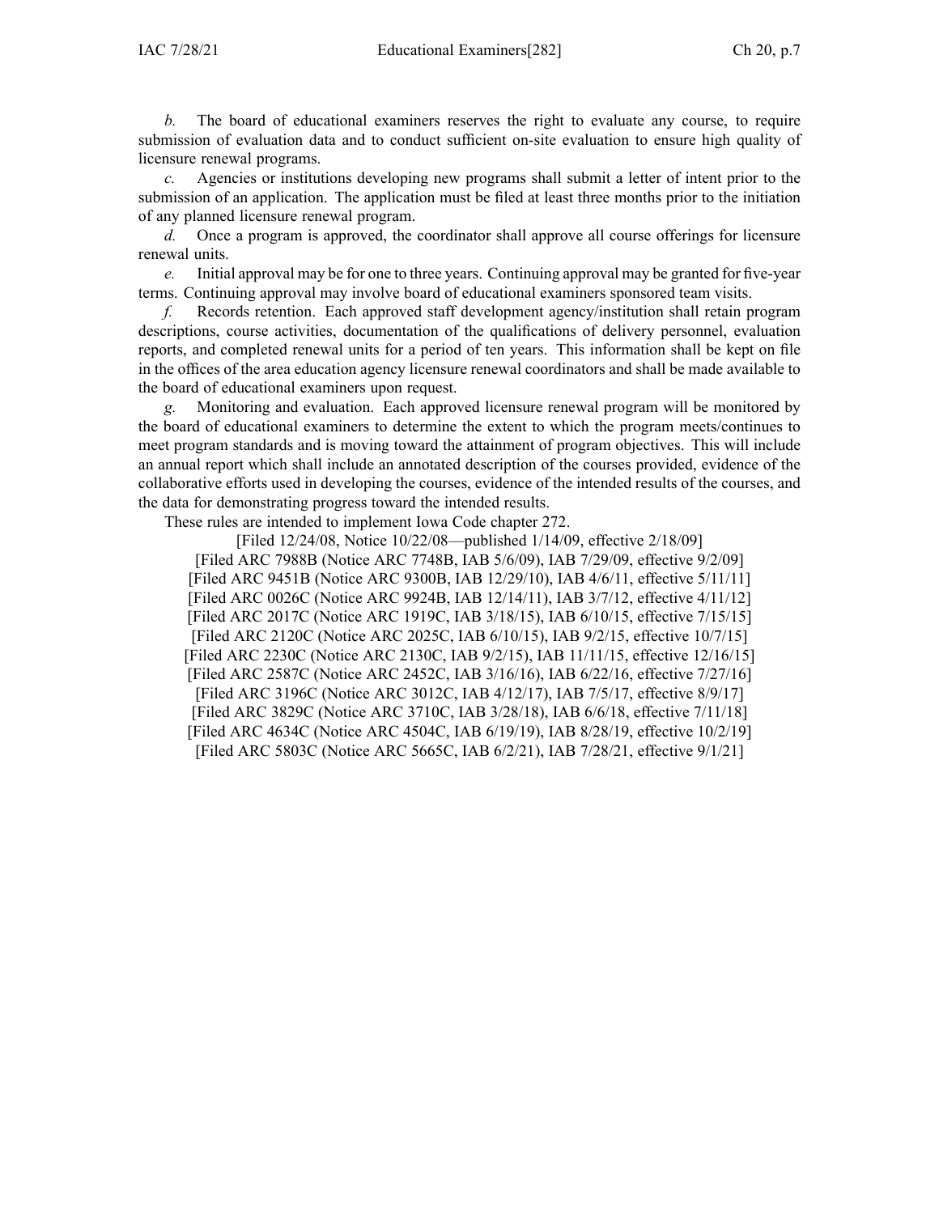*b.* The board of educational examiners reserves the right to evaluate any course, to require submission of evaluation data and to conduct sufficient on-site evaluation to ensure high quality of licensure renewal programs.

*c.* Agencies or institutions developing new programs shall submit a letter of intent prior to the submission of an application. The application must be filed at least three months prior to the initiation of any planned licensure renewal program.

*d.* Once a program is approved, the coordinator shall approve all course offerings for licensure renewal units.

*e.* Initial approval may be for one to three years. Continuing approval may be granted for five-year terms. Continuing approval may involve board of educational examiners sponsored team visits.

*f.* Records retention. Each approved staff development agency/institution shall retain program descriptions, course activities, documentation of the qualifications of delivery personnel, evaluation reports, and completed renewal units for a period of ten years. This information shall be kept on file in the offices of the area education agency licensure renewal coordinators and shall be made available to the board of educational examiners upon request.

*g.* Monitoring and evaluation. Each approved licensure renewal program will be monitored by the board of educational examiners to determine the extent to which the program meets/continues to meet program standards and is moving toward the attainment of program objectives. This will include an annual report which shall include an annotated description of the courses provided, evidence of the collaborative efforts used in developing the courses, evidence of the intended results of the courses, and the data for demonstrating progress toward the intended results.

These rules are intended to implement Iowa Code chapter 272.

[Filed 12/24/08, Notice 10/22/08—published 1/14/09, effective 2/18/09]
[Filed ARC 7988B (Notice ARC 7748B, IAB 5/6/09), IAB 7/29/09, effective 9/2/09]
[Filed ARC 9451B (Notice ARC 9300B, IAB 12/29/10), IAB 4/6/11, effective 5/11/11]
[Filed ARC 0026C (Notice ARC 9924B, IAB 12/14/11), IAB 3/7/12, effective 4/11/12]
[Filed ARC 2017C (Notice ARC 1919C, IAB 3/18/15), IAB 6/10/15, effective 7/15/15]
[Filed ARC 2120C (Notice ARC 2025C, IAB 6/10/15), IAB 9/2/15, effective 10/7/15]
[Filed ARC 2230C (Notice ARC 2130C, IAB 9/2/15), IAB 11/11/15, effective 12/16/15]
[Filed ARC 2587C (Notice ARC 2452C, IAB 3/16/16), IAB 6/22/16, effective 7/27/16]
[Filed ARC 3196C (Notice ARC 3012C, IAB 4/12/17), IAB 7/5/17, effective 8/9/17]
[Filed ARC 3829C (Notice ARC 3710C, IAB 3/28/18), IAB 6/6/18, effective 7/11/18]
[Filed ARC 4634C (Notice ARC 4504C, IAB 6/19/19), IAB 8/28/19, effective 10/2/19]
[Filed ARC 5803C (Notice ARC 5665C, IAB 6/2/21), IAB 7/28/21, effective 9/1/21]